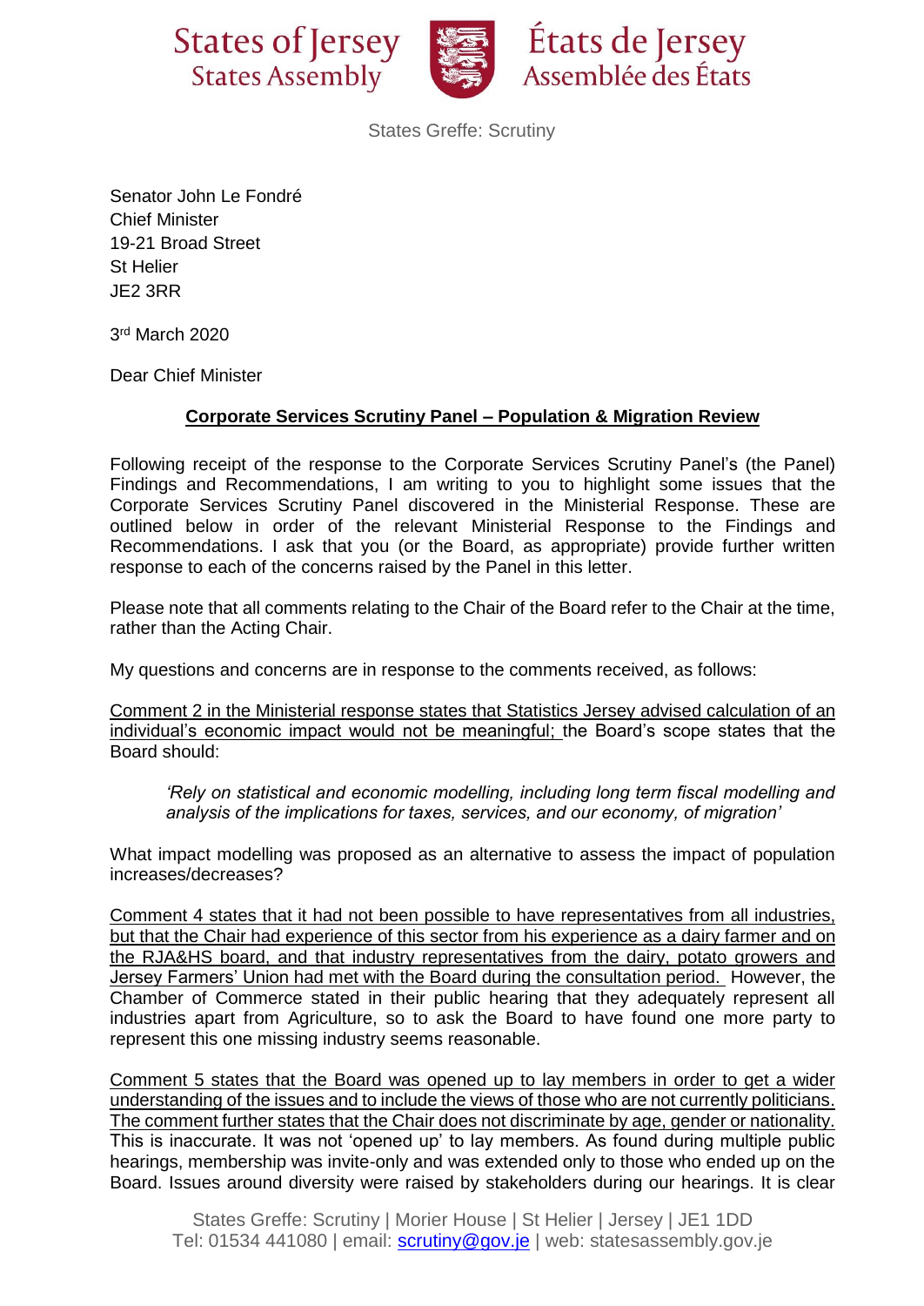States of Jersey
States Assembly

États de Jersey
Assemblée des États

States Greffe: Scrutiny

Senator John Le Fondré
Chief Minister
19-21 Broad Street
St Helier
JE2 3RR

3rd March 2020

Dear Chief Minister

**Corporate Services Scrutiny Panel – Population & Migration Review**

Following receipt of the response to the Corporate Services Scrutiny Panel's (the Panel) Findings and Recommendations, I am writing to you to highlight some issues that the Corporate Services Scrutiny Panel discovered in the Ministerial Response. These are outlined below in order of the relevant Ministerial Response to the Findings and Recommendations. I ask that you (or the Board, as appropriate) provide further written response to each of the concerns raised by the Panel in this letter.

Please note that all comments relating to the Chair of the Board refer to the Chair at the time, rather than the Acting Chair.

My questions and concerns are in response to the comments received, as follows:

<u>Comment 2 in the Ministerial response states that Statistics Jersey advised calculation of an individual's economic impact would not be meaningful;</u> the Board's scope states that the Board should:

> *'Rely on statistical and economic modelling, including long term fiscal modelling and analysis of the implications for taxes, services, and our economy, of migration'*

What impact modelling was proposed as an alternative to assess the impact of population increases/decreases?

<u>Comment 4 states that it had not been possible to have representatives from all industries, but that the Chair had experience of this sector from his experience as a dairy farmer and on the RJA&HS board, and that industry representatives from the dairy, potato growers and Jersey Farmers' Union had met with the Board during the consultation period.</u> However, the Chamber of Commerce stated in their public hearing that they adequately represent all industries apart from Agriculture, so to ask the Board to have found one more party to represent this one missing industry seems reasonable.

<u>Comment 5 states that the Board was opened up to lay members in order to get a wider understanding of the issues and to include the views of those who are not currently politicians. The comment further states that the Chair does not discriminate by age, gender or nationality.</u> This is inaccurate. It was not 'opened up' to lay members. As found during multiple public hearings, membership was invite-only and was extended only to those who ended up on the Board. Issues around diversity were raised by stakeholders during our hearings. It is clear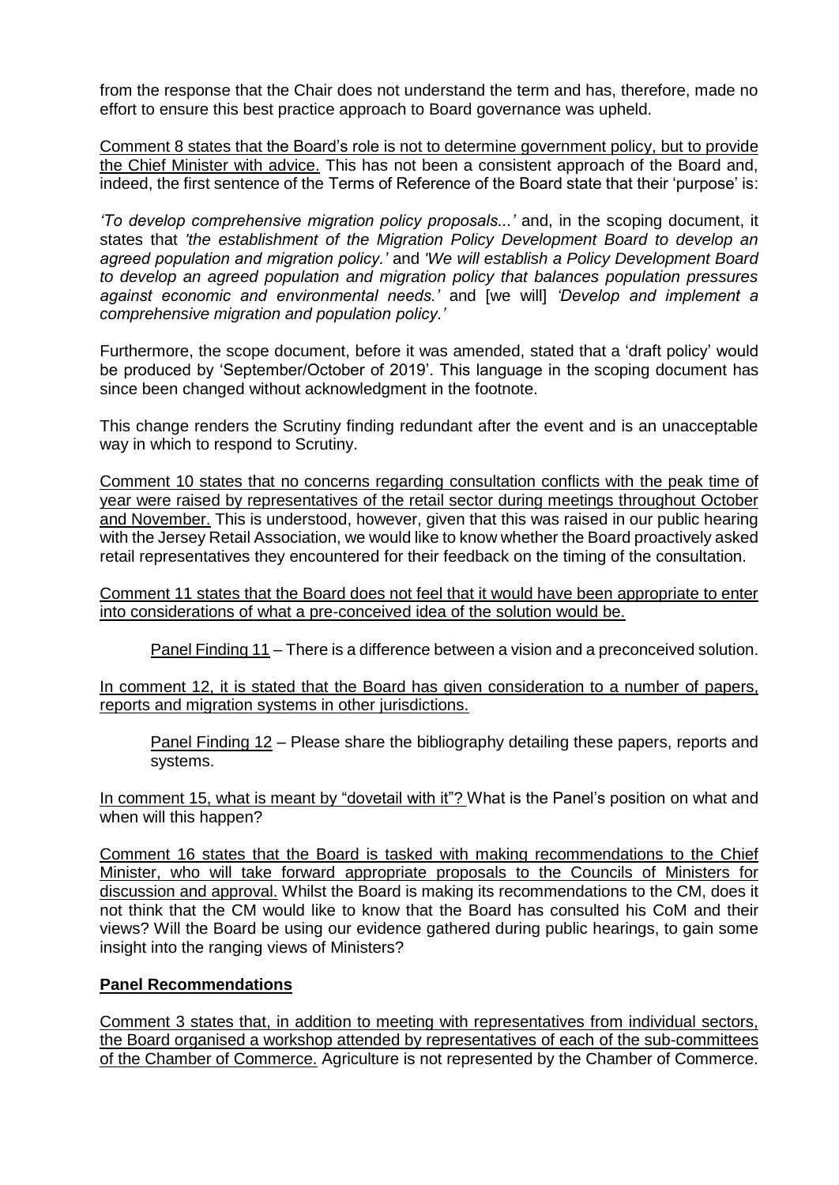from the response that the Chair does not understand the term and has, therefore, made no effort to ensure this best practice approach to Board governance was upheld.

Comment 8 states that the Board's role is not to determine government policy, but to provide the Chief Minister with advice. This has not been a consistent approach of the Board and, indeed, the first sentence of the Terms of Reference of the Board state that their 'purpose' is:

*'To develop comprehensive migration policy proposals...'* and, in the scoping document, it states that *'the establishment of the Migration Policy Development Board to develop an agreed population and migration policy.'* and *'We will establish a Policy Development Board to develop an agreed population and migration policy that balances population pressures against economic and environmental needs.'* and [we will] *'Develop and implement a comprehensive migration and population policy.'*

Furthermore, the scope document, before it was amended, stated that a 'draft policy' would be produced by 'September/October of 2019'. This language in the scoping document has since been changed without acknowledgment in the footnote.

This change renders the Scrutiny finding redundant after the event and is an unacceptable way in which to respond to Scrutiny.

Comment 10 states that no concerns regarding consultation conflicts with the peak time of year were raised by representatives of the retail sector during meetings throughout October and November. This is understood, however, given that this was raised in our public hearing with the Jersey Retail Association, we would like to know whether the Board proactively asked retail representatives they encountered for their feedback on the timing of the consultation.

Comment 11 states that the Board does not feel that it would have been appropriate to enter into considerations of what a pre-conceived idea of the solution would be.

> Panel Finding 11 – There is a difference between a vision and a preconceived solution.

In comment 12, it is stated that the Board has given consideration to a number of papers, reports and migration systems in other jurisdictions.

> Panel Finding 12 – Please share the bibliography detailing these papers, reports and systems.

In comment 15, what is meant by "dovetail with it"? What is the Panel's position on what and when will this happen?

Comment 16 states that the Board is tasked with making recommendations to the Chief Minister, who will take forward appropriate proposals to the Councils of Ministers for discussion and approval. Whilst the Board is making its recommendations to the CM, does it not think that the CM would like to know that the Board has consulted his CoM and their views? Will the Board be using our evidence gathered during public hearings, to gain some insight into the ranging views of Ministers?

## Panel Recommendations

Comment 3 states that, in addition to meeting with representatives from individual sectors, the Board organised a workshop attended by representatives of each of the sub-committees of the Chamber of Commerce. Agriculture is not represented by the Chamber of Commerce.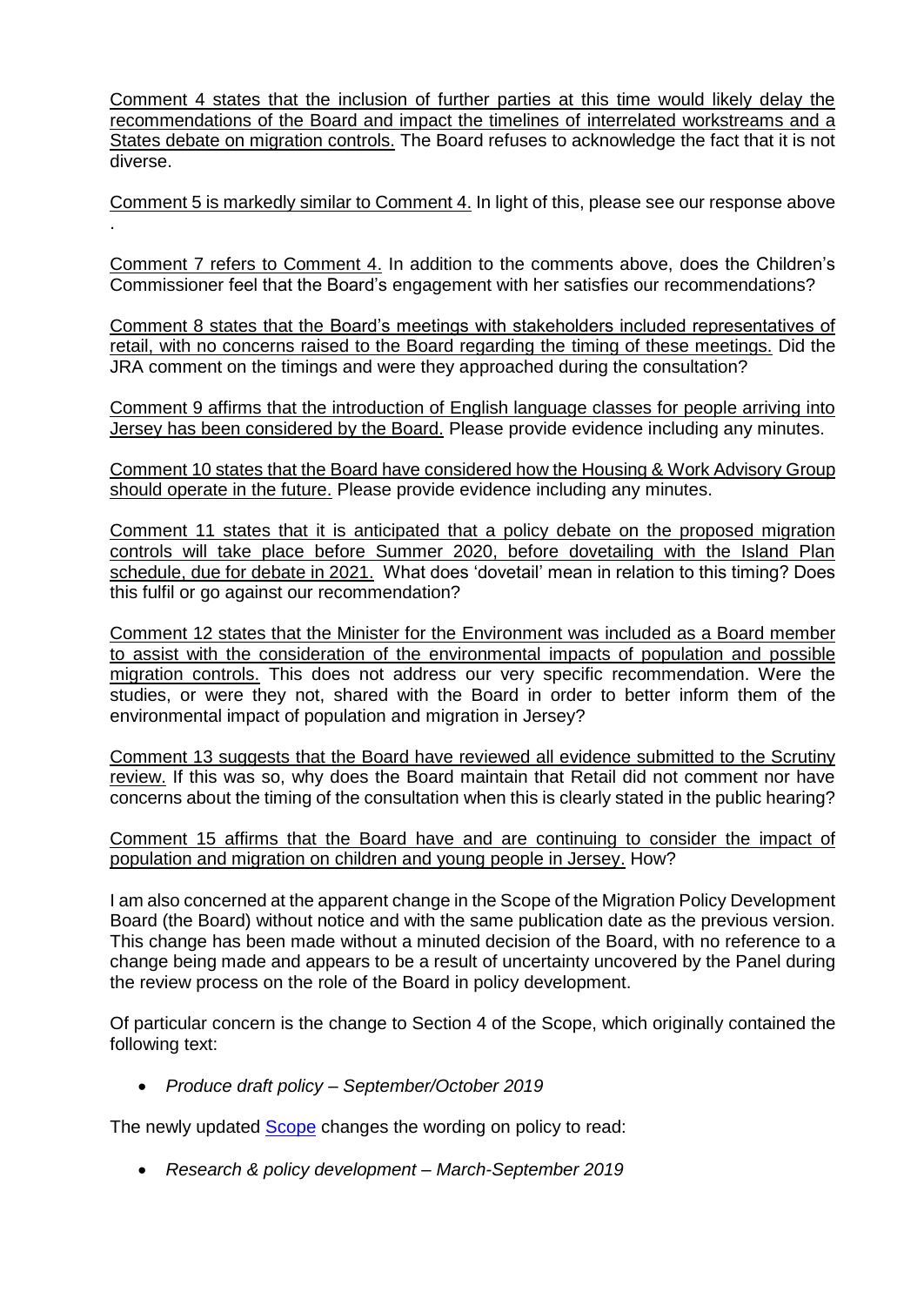<u>Comment 4 states that the inclusion of further parties at this time would likely delay the recommendations of the Board and impact the timelines of interrelated workstreams and a States debate on migration controls.</u> The Board refuses to acknowledge the fact that it is not diverse.

<u>Comment 5 is markedly similar to Comment 4.</u> In light of this, please see our response above .

<u>Comment 7 refers to Comment 4.</u> In addition to the comments above, does the Children's Commissioner feel that the Board's engagement with her satisfies our recommendations?

<u>Comment 8 states that the Board's meetings with stakeholders included representatives of retail, with no concerns raised to the Board regarding the timing of these meetings.</u> Did the JRA comment on the timings and were they approached during the consultation?

<u>Comment 9 affirms that the introduction of English language classes for people arriving into Jersey has been considered by the Board.</u> Please provide evidence including any minutes.

<u>Comment 10 states that the Board have considered how the Housing & Work Advisory Group should operate in the future.</u> Please provide evidence including any minutes.

<u>Comment 11 states that it is anticipated that a policy debate on the proposed migration controls will take place before Summer 2020, before dovetailing with the Island Plan schedule, due for debate in 2021.</u> What does 'dovetail' mean in relation to this timing? Does this fulfil or go against our recommendation?

<u>Comment 12 states that the Minister for the Environment was included as a Board member to assist with the consideration of the environmental impacts of population and possible migration controls.</u> This does not address our very specific recommendation. Were the studies, or were they not, shared with the Board in order to better inform them of the environmental impact of population and migration in Jersey?

<u>Comment 13 suggests that the Board have reviewed all evidence submitted to the Scrutiny review.</u> If this was so, why does the Board maintain that Retail did not comment nor have concerns about the timing of the consultation when this is clearly stated in the public hearing?

<u>Comment 15 affirms that the Board have and are continuing to consider the impact of population and migration on children and young people in Jersey.</u> How?

I am also concerned at the apparent change in the Scope of the Migration Policy Development Board (the Board) without notice and with the same publication date as the previous version. This change has been made without a minuted decision of the Board, with no reference to a change being made and appears to be a result of uncertainty uncovered by the Panel during the review process on the role of the Board in policy development.

Of particular concern is the change to Section 4 of the Scope, which originally contained the following text:

- *Produce draft policy – September/October 2019*

The newly updated <u>Scope</u> changes the wording on policy to read:

- *Research & policy development – March-September 2019*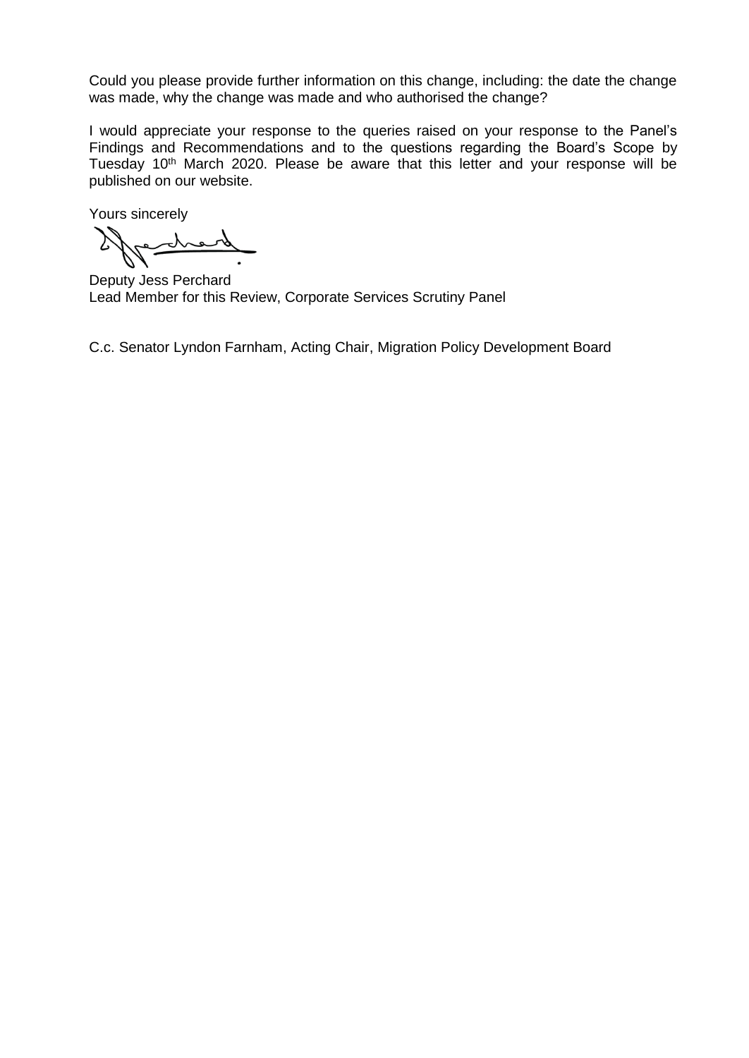Could you please provide further information on this change, including: the date the change was made, why the change was made and who authorised the change?

I would appreciate your response to the queries raised on your response to the Panel's Findings and Recommendations and to the questions regarding the Board's Scope by Tuesday 10th March 2020. Please be aware that this letter and your response will be published on our website.

Yours sincerely

Deputy Jess Perchard
Lead Member for this Review, Corporate Services Scrutiny Panel

C.c. Senator Lyndon Farnham, Acting Chair, Migration Policy Development Board